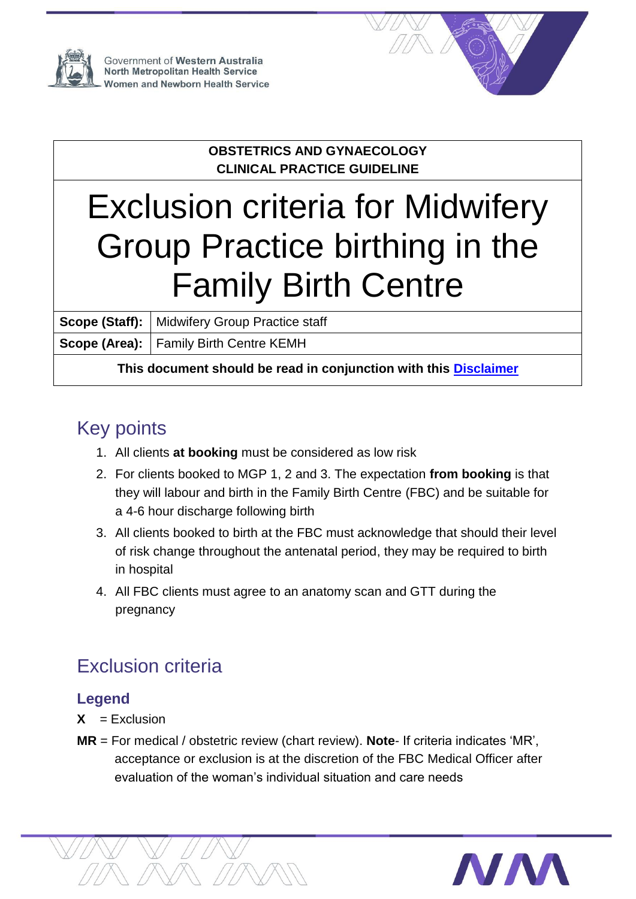Government of Western Australia
North Metropolitan Health Service
Women and Newborn Health Service

| OBSTETRICS AND GYNAECOLOGY CLINICAL PRACTICE GUIDELINE | |
|---|---|
| **Exclusion criteria for Midwifery Group Practice birthing in the Family Birth Centre** | |
| **Scope (Staff):** | Midwifery Group Practice staff |
| **Scope (Area):** | Family Birth Centre KEMH |
| **This document should be read in conjunction with this Disclaimer** | |

## Key points

1. All clients **at booking** must be considered as low risk
2. For clients booked to MGP 1, 2 and 3. The expectation **from booking** is that they will labour and birth in the Family Birth Centre (FBC) and be suitable for a 4-6 hour discharge following birth
3. All clients booked to birth at the FBC must acknowledge that should their level of risk change throughout the antenatal period, they may be required to birth in hospital
4. All FBC clients must agree to an anatomy scan and GTT during the pregnancy

## Exclusion criteria

### Legend

**X** = Exclusion

**MR** = For medical / obstetric review (chart review). **Note**- If criteria indicates 'MR', acceptance or exclusion is at the discretion of the FBC Medical Officer after evaluation of the woman's individual situation and care needs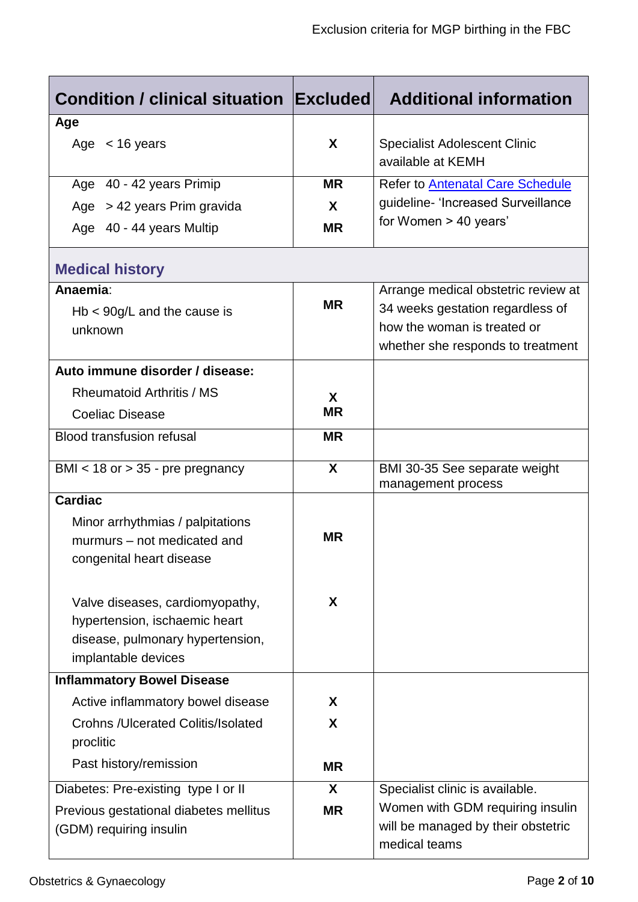| Condition / clinical situation | Excluded | Additional information |
|---|---|---|
| **Age** | | |
| Age < 16 years | **X** | Specialist Adolescent Clinic available at KEMH |
| Age 40 - 42 years Primip<br>Age > 42 years Prim gravida<br>Age 40 - 44 years Multip | **MR**<br>**X**<br>**MR** | Refer to [Antenatal Care Schedule]() guideline- 'Increased Surveillance for Women > 40 years' |
| **Medical history** | | |
| **Anaemia**:<br>Hb < 90g/L and the cause is unknown | **MR** | Arrange medical obstetric review at 34 weeks gestation regardless of how the woman is treated or whether she responds to treatment |
| **Auto immune disorder / disease:**<br>Rheumatoid Arthritis / MS<br>Coeliac Disease | <br>**X**<br>**MR** | |
| Blood transfusion refusal | **MR** | |
| BMI < 18 or > 35 - pre pregnancy | **X** | BMI 30-35 See separate weight management process |
| **Cardiac**<br>Minor arrhythmias / palpitations murmurs – not medicated and congenital heart disease<br><br>Valve diseases, cardiomyopathy, hypertension, ischaemic heart disease, pulmonary hypertension, implantable devices | <br>**MR**<br><br>**X** | |
| **Inflammatory Bowel Disease**<br>Active inflammatory bowel disease<br>Crohns /Ulcerated Colitis/Isolated proclitic<br>Past history/remission | <br>**X**<br>**X**<br>**MR** | |
| Diabetes: Pre-existing type I or II<br>Previous gestational diabetes mellitus (GDM) requiring insulin | **X**<br>**MR** | Specialist clinic is available. Women with GDM requiring insulin will be managed by their obstetric medical teams |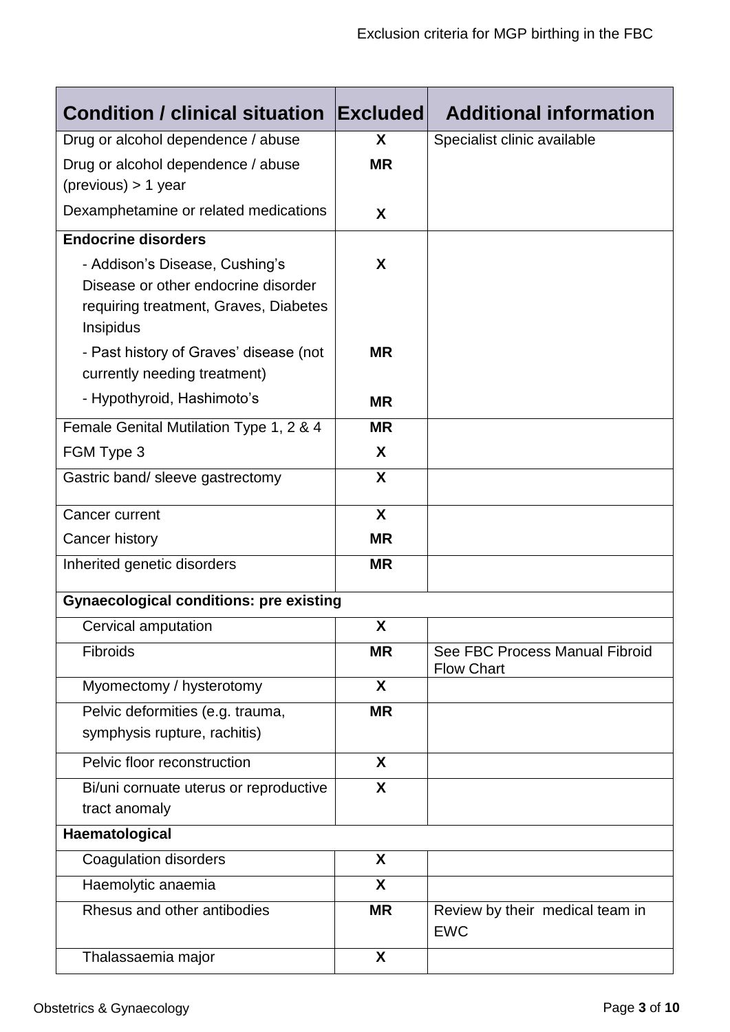| Condition / clinical situation | Excluded | Additional information |
|---|---|---|
| Drug or alcohol dependence / abuse | **X** | Specialist clinic available |
| Drug or alcohol dependence / abuse (previous) > 1 year | **MR** | |
| Dexamphetamine or related medications | **X** | |
| **Endocrine disorders** | | |
| - Addison's Disease, Cushing's Disease or other endocrine disorder requiring treatment, Graves, Diabetes Insipidus | **X** | |
| - Past history of Graves' disease (not currently needing treatment) | **MR** | |
| - Hypothyroid, Hashimoto's | **MR** | |
| Female Genital Mutilation Type 1, 2 & 4 | **MR** | |
| FGM Type 3 | **X** | |
| Gastric band/ sleeve gastrectomy | **X** | |
| Cancer current | **X** | |
| Cancer history | **MR** | |
| Inherited genetic disorders | **MR** | |
| **Gynaecological conditions: pre existing** | | |
| Cervical amputation | **X** | |
| Fibroids | **MR** | See FBC Process Manual Fibroid Flow Chart |
| Myomectomy / hysterotomy | **X** | |
| Pelvic deformities (e.g. trauma, symphysis rupture, rachitis) | **MR** | |
| Pelvic floor reconstruction | **X** | |
| Bi/uni cornuate uterus or reproductive tract anomaly | **X** | |
| **Haematological** | | |
| Coagulation disorders | **X** | |
| Haemolytic anaemia | **X** | |
| Rhesus and other antibodies | **MR** | Review by their medical team in EWC |
| Thalassaemia major | **X** | |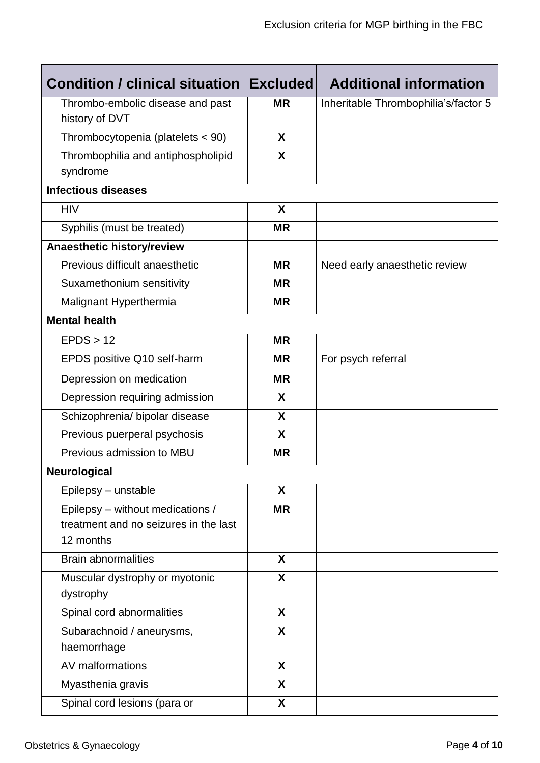| Condition / clinical situation | Excluded | Additional information |
|---|---|---|
| Thrombo-embolic disease and past history of DVT | **MR** | Inheritable Thrombophilia's/factor 5 |
| Thrombocytopenia (platelets < 90) | **X** | |
| Thrombophilia and antiphospholipid syndrome | **X** | |
| **Infectious diseases** | | |
| HIV | **X** | |
| Syphilis (must be treated) | **MR** | |
| **Anaesthetic history/review** | | |
| Previous difficult anaesthetic | **MR** | Need early anaesthetic review |
| Suxamethonium sensitivity | **MR** | |
| Malignant Hyperthermia | **MR** | |
| **Mental health** | | |
| EPDS > 12 | **MR** | |
| EPDS positive Q10 self-harm | **MR** | For psych referral |
| Depression on medication | **MR** | |
| Depression requiring admission | **X** | |
| Schizophrenia/ bipolar disease | **X** | |
| Previous puerperal psychosis | **X** | |
| Previous admission to MBU | **MR** | |
| **Neurological** | | |
| Epilepsy – unstable | **X** | |
| Epilepsy – without medications / treatment and no seizures in the last 12 months | **MR** | |
| Brain abnormalities | **X** | |
| Muscular dystrophy or myotonic dystrophy | **X** | |
| Spinal cord abnormalities | **X** | |
| Subarachnoid / aneurysms, haemorrhage | **X** | |
| AV malformations | **X** | |
| Myasthenia gravis | **X** | |
| Spinal cord lesions (para or | **X** | |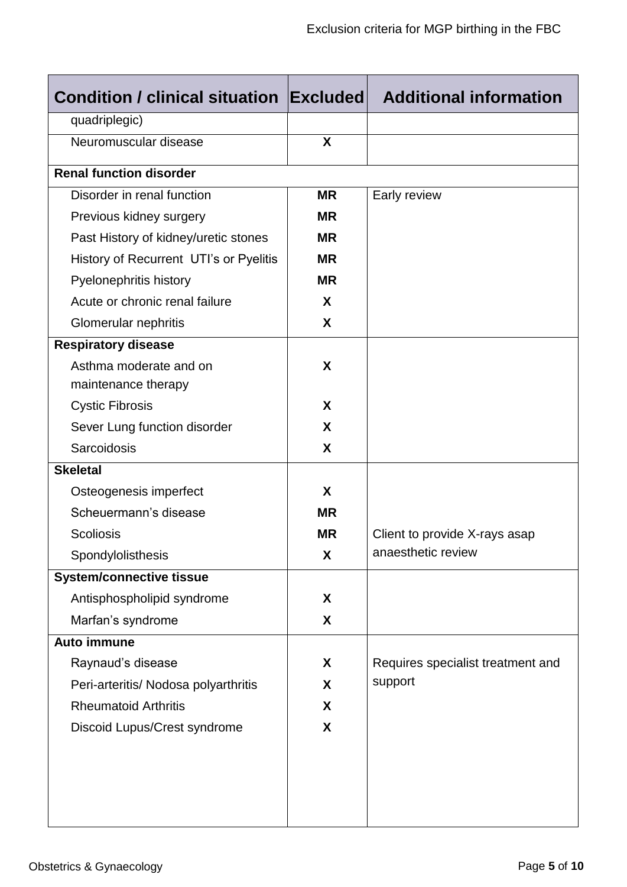| Condition / clinical situation | Excluded | Additional information |
|---|---|---|
| quadriplegic) | | |
| Neuromuscular disease | X | |
| **Renal function disorder** | | |
| Disorder in renal function | MR | Early review |
| Previous kidney surgery | MR | |
| Past History of kidney/uretic stones | MR | |
| History of Recurrent UTI's or Pyelitis | MR | |
| Pyelonephritis history | MR | |
| Acute or chronic renal failure | X | |
| Glomerular nephritis | X | |
| **Respiratory disease** | | |
| Asthma moderate and on maintenance therapy | X | |
| Cystic Fibrosis | X | |
| Sever Lung function disorder | X | |
| Sarcoidosis | X | |
| **Skeletal** | | |
| Osteogenesis imperfect | X | |
| Scheuermann's disease | MR | |
| Scoliosis | MR | Client to provide X-rays asap anaesthetic review |
| Spondylolisthesis | X | |
| **System/connective tissue** | | |
| Antisphospholipid syndrome | X | |
| Marfan's syndrome | X | |
| **Auto immune** | | |
| Raynaud's disease | X | Requires specialist treatment and support |
| Peri-arteritis/ Nodosa polyarthritis | X | |
| Rheumatoid Arthritis | X | |
| Discoid Lupus/Crest syndrome | X | |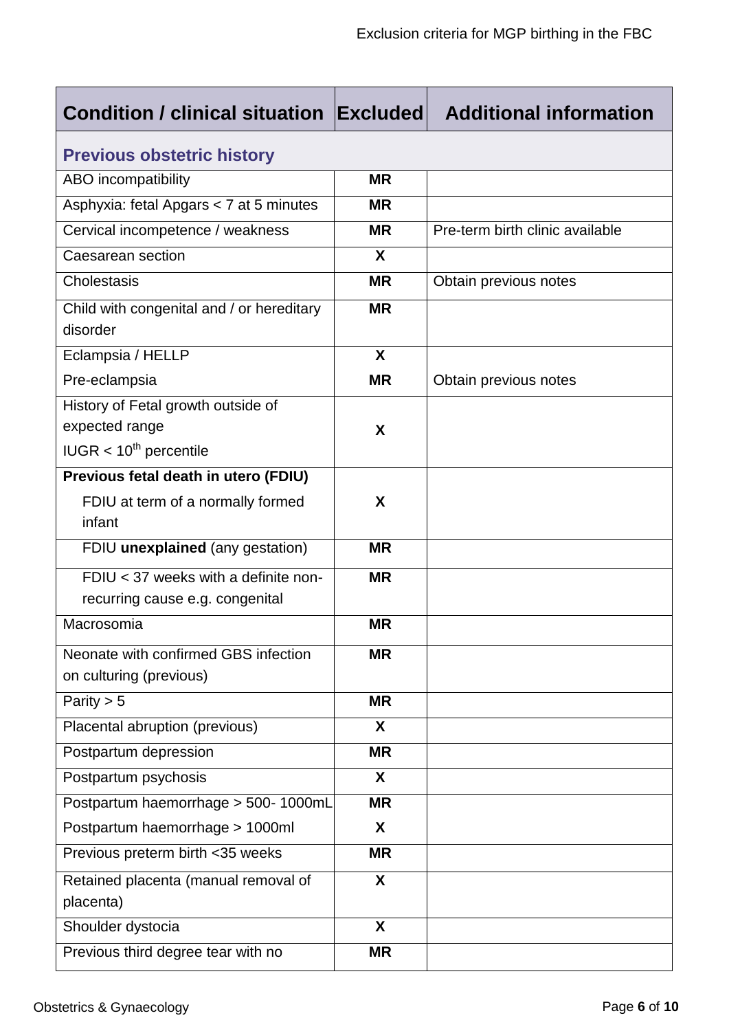| Condition / clinical situation | Excluded | Additional information |
|---|---|---|
| **Previous obstetric history** | | |
| ABO incompatibility | **MR** | |
| Asphyxia: fetal Apgars < 7 at 5 minutes | **MR** | |
| Cervical incompetence / weakness | **MR** | Pre-term birth clinic available |
| Caesarean section | **X** | |
| Cholestasis | **MR** | Obtain previous notes |
| Child with congenital and / or hereditary disorder | **MR** | |
| Eclampsia / HELLP | **X** | |
| Pre-eclampsia | **MR** | Obtain previous notes |
| History of Fetal growth outside of expected range IUGR < 10th percentile | **X** | |
| **Previous fetal death in utero (FDIU)** FDIU at term of a normally formed infant | **X** | |
| FDIU **unexplained** (any gestation) | **MR** | |
| FDIU < 37 weeks with a definite non-recurring cause e.g. congenital | **MR** | |
| Macrosomia | **MR** | |
| Neonate with confirmed GBS infection on culturing (previous) | **MR** | |
| Parity > 5 | **MR** | |
| Placental abruption (previous) | **X** | |
| Postpartum depression | **MR** | |
| Postpartum psychosis | **X** | |
| Postpartum haemorrhage > 500- 1000mL | **MR** | |
| Postpartum haemorrhage > 1000ml | **X** | |
| Previous preterm birth <35 weeks | **MR** | |
| Retained placenta (manual removal of placenta) | **X** | |
| Shoulder dystocia | **X** | |
| Previous third degree tear with no | **MR** | |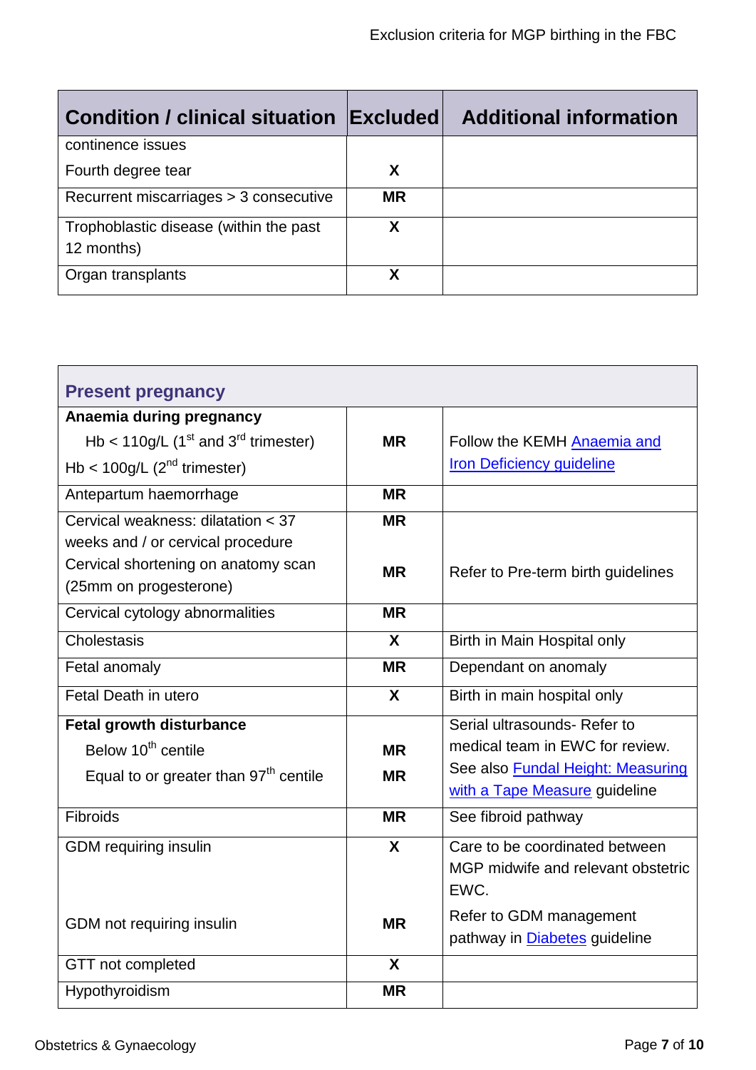| Condition / clinical situation | Excluded | Additional information |
|---|---|---|
| continence issues<br>Fourth degree tear | X | |
| Recurrent miscarriages > 3 consecutive | MR | |
| Trophoblastic disease (within the past 12 months) | X | |
| Organ transplants | X | |

| **Present pregnancy** | | |
|---|---|---|
| **Anaemia during pregnancy**<br>Hb < 110g/L (1st and 3rd trimester)<br>Hb < 100g/L (2nd trimester) | MR | Follow the KEMH Anaemia and Iron Deficiency guideline |
| Antepartum haemorrhage | MR | |
| Cervical weakness: dilatation < 37 weeks and / or cervical procedure<br>Cervical shortening on anatomy scan (25mm on progesterone) | MR<br><br>MR | Refer to Pre-term birth guidelines |
| Cervical cytology abnormalities | MR | |
| Cholestasis | X | Birth in Main Hospital only |
| Fetal anomaly | MR | Dependant on anomaly |
| Fetal Death in utero | X | Birth in main hospital only |
| **Fetal growth disturbance**<br>Below 10th centile<br>Equal to or greater than 97th centile | <br>MR<br>MR | Serial ultrasounds- Refer to medical team in EWC for review. See also Fundal Height: Measuring with a Tape Measure guideline |
| Fibroids | MR | See fibroid pathway |
| GDM requiring insulin<br><br>GDM not requiring insulin | X<br><br>MR | Care to be coordinated between MGP midwife and relevant obstetric EWC.<br>Refer to GDM management pathway in Diabetes guideline |
| GTT not completed | X | |
| Hypothyroidism | MR | |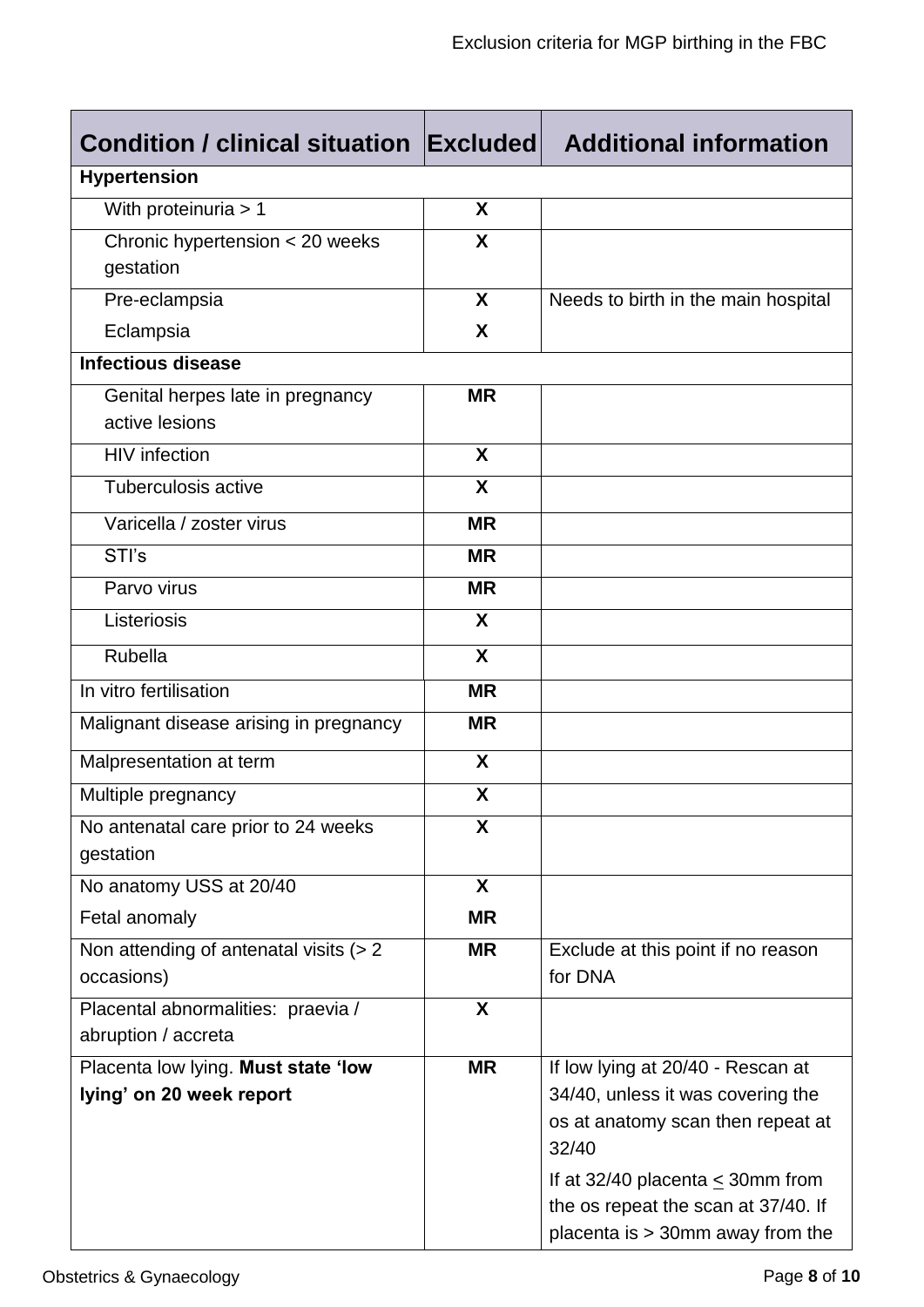| Condition / clinical situation | Excluded | Additional information |
|---|---|---|
| **Hypertension** | | |
| With proteinuria > 1 | **X** | |
| Chronic hypertension < 20 weeks gestation | **X** | |
| Pre-eclampsia | **X** | Needs to birth in the main hospital |
| Eclampsia | **X** | |
| **Infectious disease** | | |
| Genital herpes late in pregnancy active lesions | **MR** | |
| HIV infection | **X** | |
| Tuberculosis active | **X** | |
| Varicella / zoster virus | **MR** | |
| STI's | **MR** | |
| Parvo virus | **MR** | |
| Listeriosis | **X** | |
| Rubella | **X** | |
| In vitro fertilisation | **MR** | |
| Malignant disease arising in pregnancy | **MR** | |
| Malpresentation at term | **X** | |
| Multiple pregnancy | **X** | |
| No antenatal care prior to 24 weeks gestation | **X** | |
| No anatomy USS at 20/40 | **X** | |
| Fetal anomaly | **MR** | |
| Non attending of antenatal visits (> 2 occasions) | **MR** | Exclude at this point if no reason for DNA |
| Placental abnormalities: praevia / abruption / accreta | **X** | |
| Placenta low lying. **Must state 'low lying' on 20 week report** | **MR** | If low lying at 20/40 - Rescan at 34/40, unless it was covering the os at anatomy scan then repeat at 32/40<br>If at 32/40 placenta ≤ 30mm from the os repeat the scan at 37/40. If placenta is > 30mm away from the |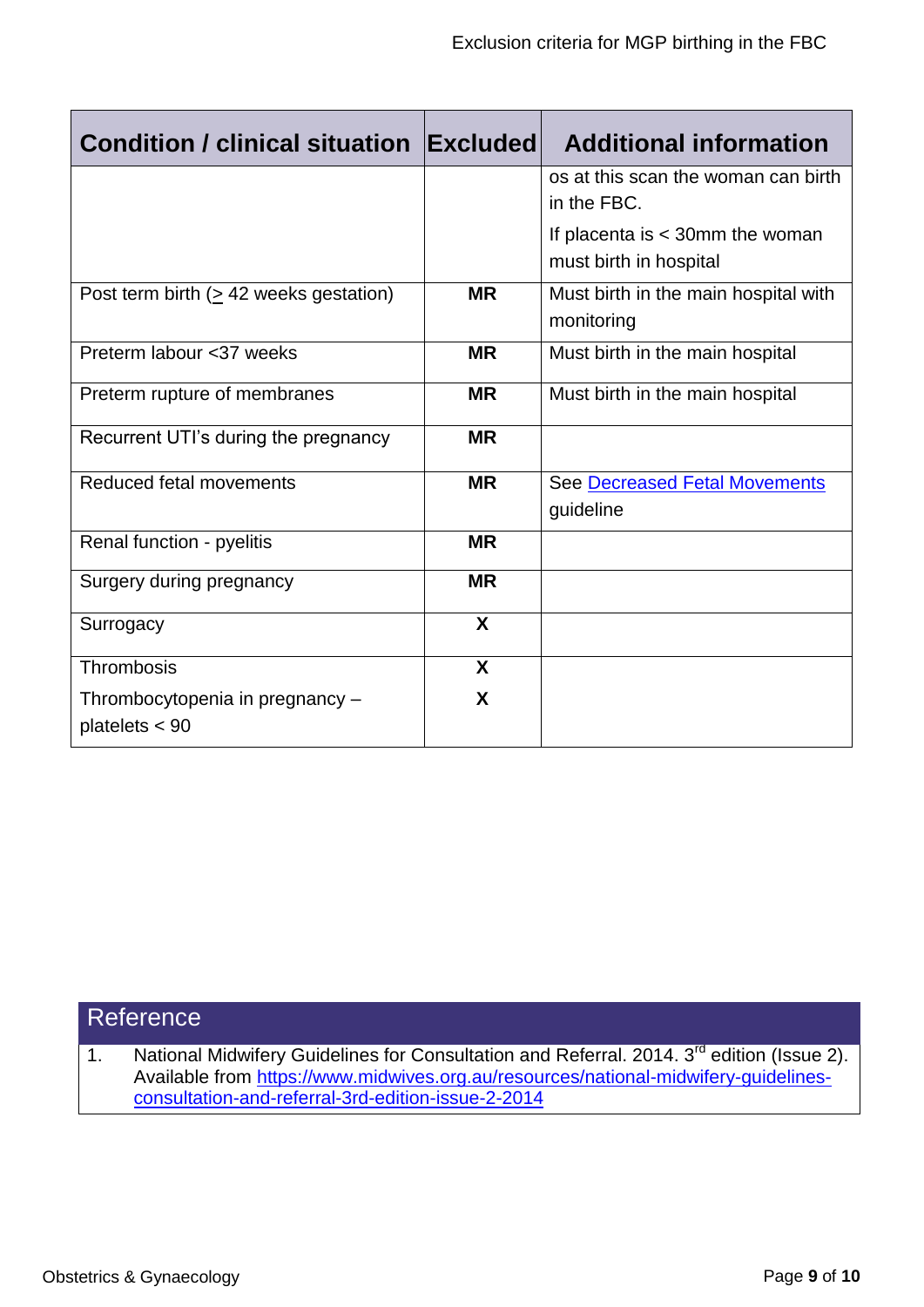| Condition / clinical situation | Excluded | Additional information |
|---|---|---|
| | | os at this scan the woman can birth in the FBC. If placenta is < 30mm the woman must birth in hospital |
| Post term birth (≥ 42 weeks gestation) | **MR** | Must birth in the main hospital with monitoring |
| Preterm labour <37 weeks | **MR** | Must birth in the main hospital |
| Preterm rupture of membranes | **MR** | Must birth in the main hospital |
| Recurrent UTI's during the pregnancy | **MR** | |
| Reduced fetal movements | **MR** | See Decreased Fetal Movements guideline |
| Renal function - pyelitis | **MR** | |
| Surgery during pregnancy | **MR** | |
| Surrogacy | **X** | |
| Thrombosis | **X** | |
| Thrombocytopenia in pregnancy – platelets < 90 | **X** | |

## Reference

1. National Midwifery Guidelines for Consultation and Referral. 2014. 3rd edition (Issue 2). Available from https://www.midwives.org.au/resources/national-midwifery-guidelines-consultation-and-referral-3rd-edition-issue-2-2014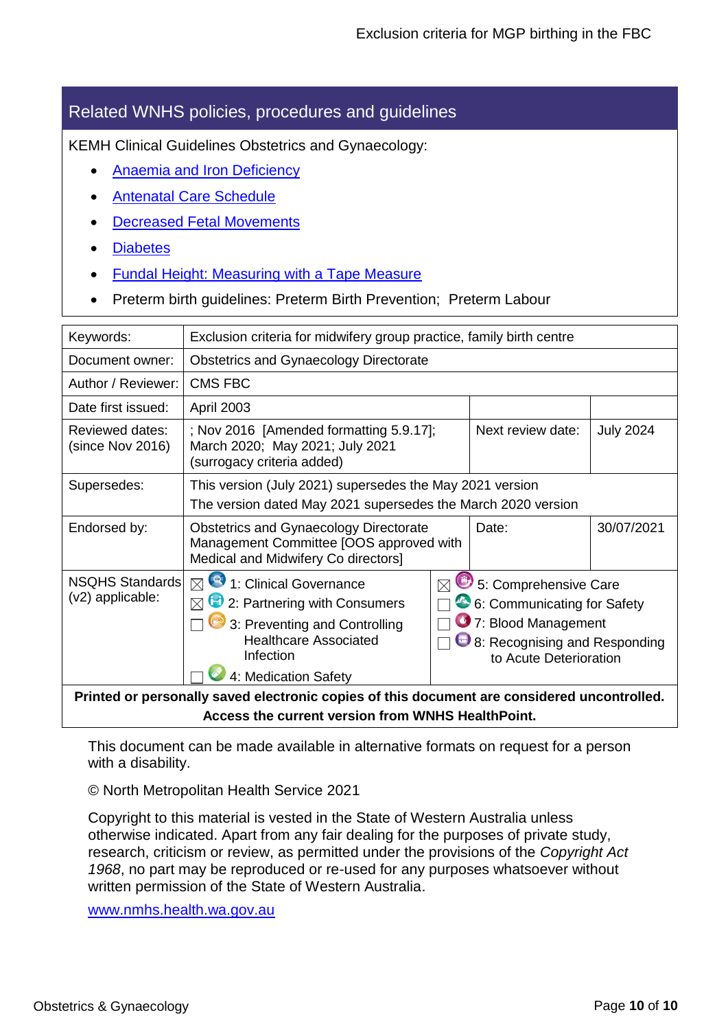## Related WNHS policies, procedures and guidelines

KEMH Clinical Guidelines Obstetrics and Gynaecology:

- Anaemia and Iron Deficiency
- Antenatal Care Schedule
- Decreased Fetal Movements
- Diabetes
- Fundal Height: Measuring with a Tape Measure
- Preterm birth guidelines: Preterm Birth Prevention; Preterm Labour

| | | | |
|---|---|---|---|
| Keywords: | Exclusion criteria for midwifery group practice, family birth centre | | |
| Document owner: | Obstetrics and Gynaecology Directorate | | |
| Author / Reviewer: | CMS FBC | | |
| Date first issued: | April 2003 | | |
| Reviewed dates: (since Nov 2016) | ; Nov 2016 [Amended formatting 5.9.17]; March 2020; May 2021; July 2021 (surrogacy criteria added) | Next review date: | July 2024 |
| Supersedes: | This version (July 2021) supersedes the May 2021 version<br>The version dated May 2021 supersedes the March 2020 version | | |
| Endorsed by: | Obstetrics and Gynaecology Directorate Management Committee [OOS approved with Medical and Midwifery Co directors] | Date: | 30/07/2021 |
| NSQHS Standards (v2) applicable: | ☒ 1: Clinical Governance<br>☒ 2: Partnering with Consumers<br>☐ 3: Preventing and Controlling Healthcare Associated Infection<br>☐ 4: Medication Safety | ☒ 5: Comprehensive Care<br>☐ 6: Communicating for Safety<br>☐ 7: Blood Management<br>☐ 8: Recognising and Responding to Acute Deterioration | |

**Printed or personally saved electronic copies of this document are considered uncontrolled. Access the current version from WNHS HealthPoint.**

This document can be made available in alternative formats on request for a person with a disability.

© North Metropolitan Health Service 2021

Copyright to this material is vested in the State of Western Australia unless otherwise indicated. Apart from any fair dealing for the purposes of private study, research, criticism or review, as permitted under the provisions of the *Copyright Act 1968*, no part may be reproduced or re-used for any purposes whatsoever without written permission of the State of Western Australia.

www.nmhs.health.wa.gov.au